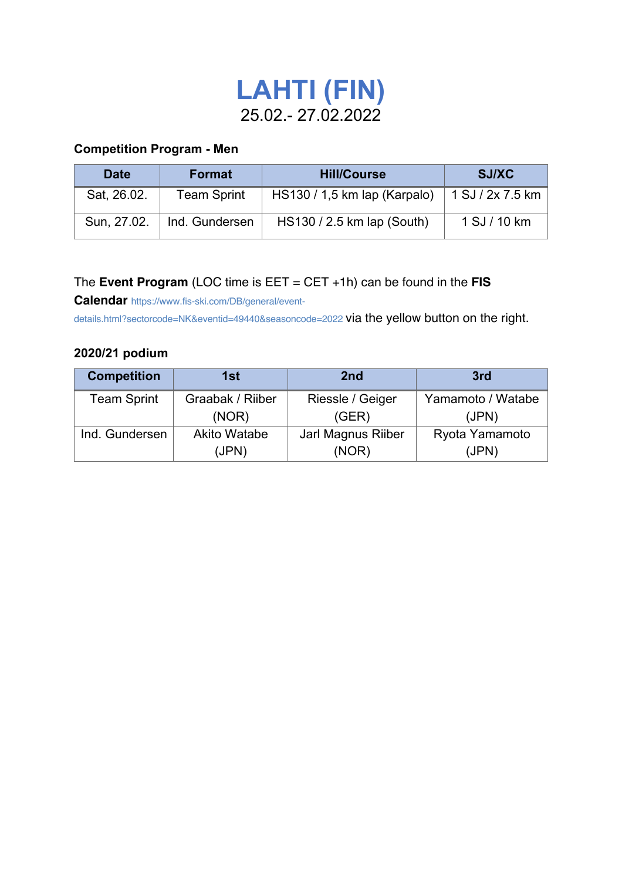# LAHTI (FIN)

25.02.- 27.02.2022

**Competition Program - Men**

| Date | Format | Hill/Course | SJ/XC |
|---|---|---|---|
| Sat, 26.02. | Team Sprint | HS130 / 1,5 km lap (Karpalo) | 1 SJ / 2x 7.5 km |
| Sun, 27.02. | Ind. Gundersen | HS130 / 2.5 km lap (South) | 1 SJ / 10 km |

The **Event Program** (LOC time is EET = CET +1h) can be found in the **FIS Calendar** https://www.fis-ski.com/DB/general/event-details.html?sectorcode=NK&eventid=49440&seasoncode=2022 via the yellow button on the right.

**2020/21 podium**

| Competition | 1st | 2nd | 3rd |
|---|---|---|---|
| Team Sprint | Graabak / Riiber (NOR) | Riessle / Geiger (GER) | Yamamoto / Watabe (JPN) |
| Ind. Gundersen | Akito Watabe (JPN) | Jarl Magnus Riiber (NOR) | Ryota Yamamoto (JPN) |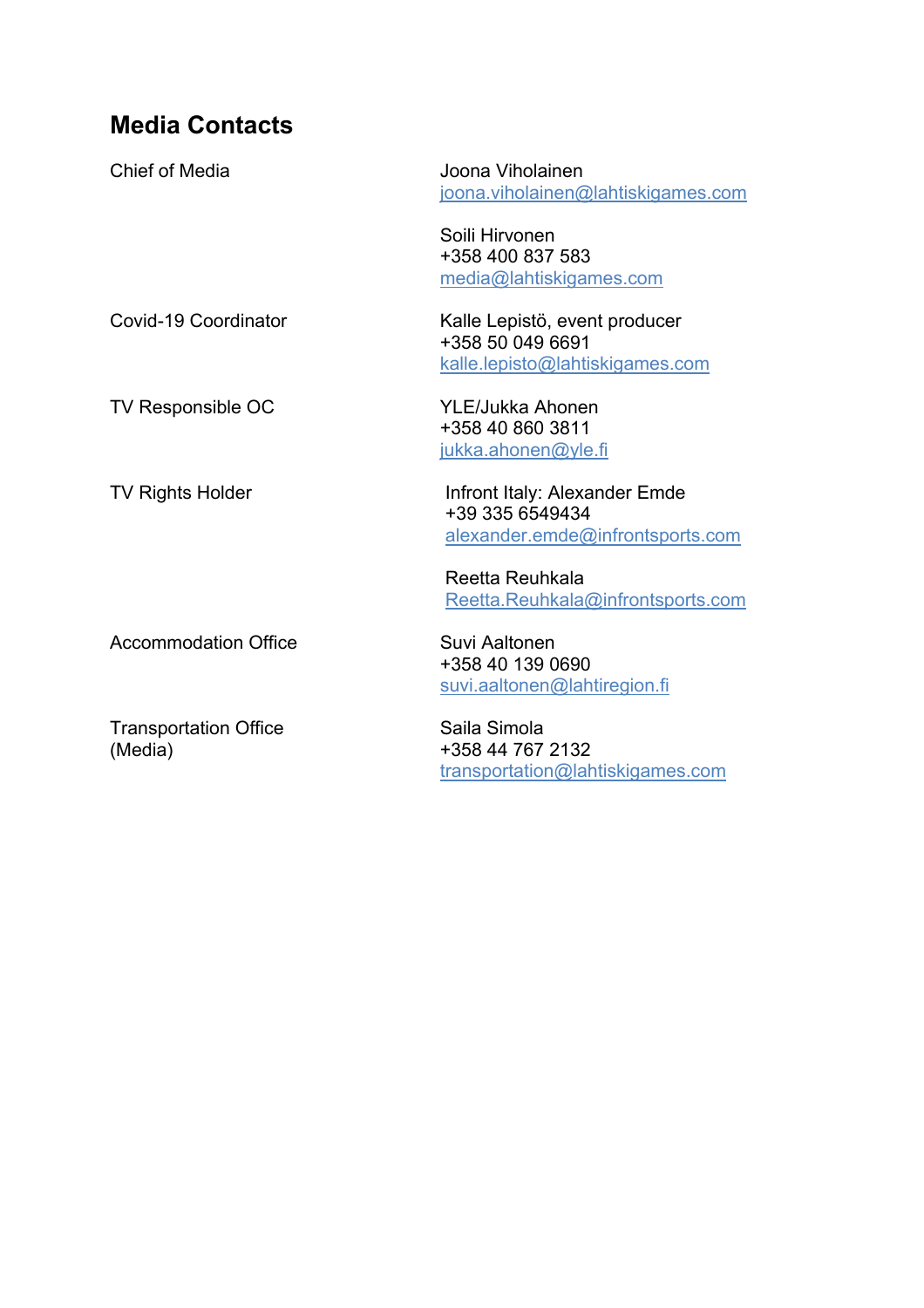## Media Contacts

| | |
|---|---|
| Chief of Media | Joona Viholainen<br>joona.viholainen@lahtiskigames.com<br><br>Soili Hirvonen<br>+358 400 837 583<br>media@lahtiskigames.com |
| Covid-19 Coordinator | Kalle Lepistö, event producer<br>+358 50 049 6691<br>kalle.lepisto@lahtiskigames.com |
| TV Responsible OC | YLE/Jukka Ahonen<br>+358 40 860 3811<br>jukka.ahonen@yle.fi |
| TV Rights Holder | Infront Italy: Alexander Emde<br>+39 335 6549434<br>alexander.emde@infrontsports.com<br><br>Reetta Reuhkala<br>Reetta.Reuhkala@infrontsports.com |
| Accommodation Office | Suvi Aaltonen<br>+358 40 139 0690<br>suvi.aaltonen@lahtiregion.fi |
| Transportation Office (Media) | Saila Simola<br>+358 44 767 2132<br>transportation@lahtiskigames.com |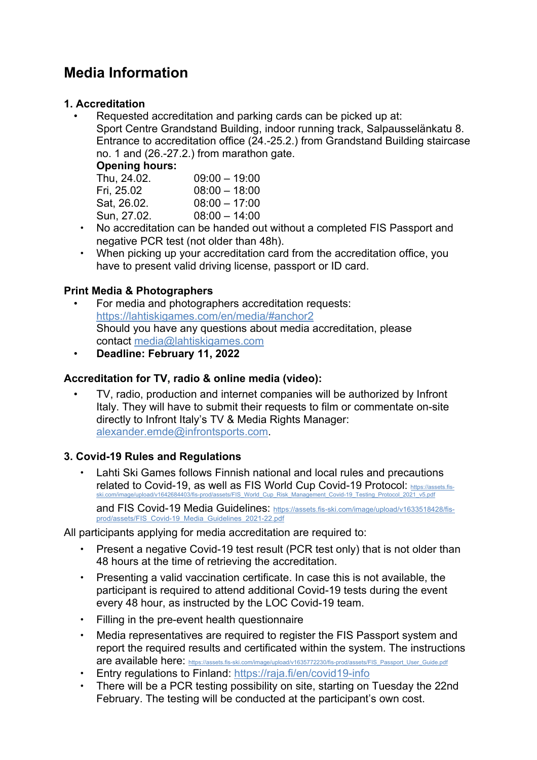# Media Information

### 1. Accreditation

- Requested accreditation and parking cards can be picked up at:
  Sport Centre Grandstand Building, indoor running track, Salpausselänkatu 8. Entrance to accreditation office (24.-25.2.) from Grandstand Building staircase no. 1 and (26.-27.2.) from marathon gate.
  **Opening hours:**

| | |
|---|---|
| Thu, 24.02. | 09:00 – 19:00 |
| Fri, 25.02 | 08:00 – 18:00 |
| Sat, 26.02. | 08:00 – 17:00 |
| Sun, 27.02. | 08:00 – 14:00 |

- No accreditation can be handed out without a completed FIS Passport and negative PCR test (not older than 48h).
- When picking up your accreditation card from the accreditation office, you have to present valid driving license, passport or ID card.

### Print Media & Photographers

- For media and photographers accreditation requests:
  https://lahtiskigames.com/en/media/#anchor2
  Should you have any questions about media accreditation, please contact media@lahtiskigames.com
- **Deadline: February 11, 2022**

### Accreditation for TV, radio & online media (video):

- TV, radio, production and internet companies will be authorized by Infront Italy. They will have to submit their requests to film or commentate on-site directly to Infront Italy's TV & Media Rights Manager: alexander.emde@infrontsports.com.

### 3. Covid-19 Rules and Regulations

- Lahti Ski Games follows Finnish national and local rules and precautions related to Covid-19, as well as FIS World Cup Covid-19 Protocol: https://assets.fis-ski.com/image/upload/v1642684403/fis-prod/assets/FIS_World_Cup_Risk_Management_Covid-19_Testing_Protocol_2021_v5.pdf
  and FIS Covid-19 Media Guidelines: https://assets.fis-ski.com/image/upload/v1633518428/fis-prod/assets/FIS_Covid-19_Media_Guidelines_2021-22.pdf

All participants applying for media accreditation are required to:

- Present a negative Covid-19 test result (PCR test only) that is not older than 48 hours at the time of retrieving the accreditation.
- Presenting a valid vaccination certificate. In case this is not available, the participant is required to attend additional Covid-19 tests during the event every 48 hour, as instructed by the LOC Covid-19 team.
- Filling in the pre-event health questionnaire
- Media representatives are required to register the FIS Passport system and report the required results and certificated within the system. The instructions are available here: https://assets.fis-ski.com/image/upload/v1635772230/fis-prod/assets/FIS_Passport_User_Guide.pdf
- Entry regulations to Finland: https://raja.fi/en/covid19-info
- There will be a PCR testing possibility on site, starting on Tuesday the 22nd February. The testing will be conducted at the participant's own cost.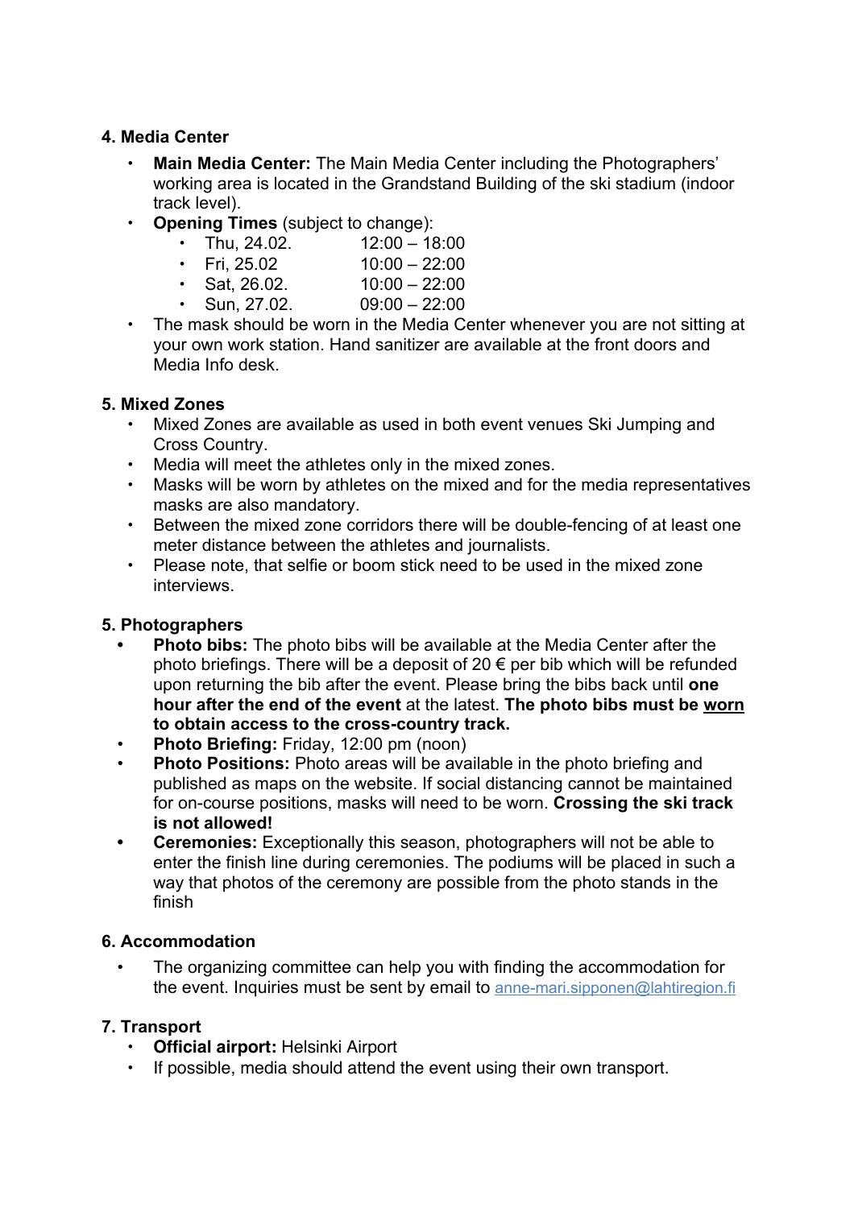### 4. Media Center

- **Main Media Center:** The Main Media Center including the Photographers' working area is located in the Grandstand Building of the ski stadium (indoor track level).
- **Opening Times** (subject to change):
  - Thu, 24.02. 12:00 – 18:00
  - Fri, 25.02 10:00 – 22:00
  - Sat, 26.02. 10:00 – 22:00
  - Sun, 27.02. 09:00 – 22:00
- The mask should be worn in the Media Center whenever you are not sitting at your own work station. Hand sanitizer are available at the front doors and Media Info desk.

### 5. Mixed Zones

- Mixed Zones are available as used in both event venues Ski Jumping and Cross Country.
- Media will meet the athletes only in the mixed zones.
- Masks will be worn by athletes on the mixed and for the media representatives masks are also mandatory.
- Between the mixed zone corridors there will be double-fencing of at least one meter distance between the athletes and journalists.
- Please note, that selfie or boom stick need to be used in the mixed zone interviews.

### 5. Photographers

- **Photo bibs:** The photo bibs will be available at the Media Center after the photo briefings. There will be a deposit of 20 € per bib which will be refunded upon returning the bib after the event. Please bring the bibs back until **one hour after the end of the event** at the latest. **The photo bibs must be <u>worn</u> to obtain access to the cross-country track.**
- **Photo Briefing:** Friday, 12:00 pm (noon)
- **Photo Positions:** Photo areas will be available in the photo briefing and published as maps on the website. If social distancing cannot be maintained for on-course positions, masks will need to be worn. **Crossing the ski track is not allowed!**
- **Ceremonies:** Exceptionally this season, photographers will not be able to enter the finish line during ceremonies. The podiums will be placed in such a way that photos of the ceremony are possible from the photo stands in the finish

### 6. Accommodation

- The organizing committee can help you with finding the accommodation for the event. Inquiries must be sent by email to anne-mari.sipponen@lahtiregion.fi

### 7. Transport

- **Official airport:** Helsinki Airport
- If possible, media should attend the event using their own transport.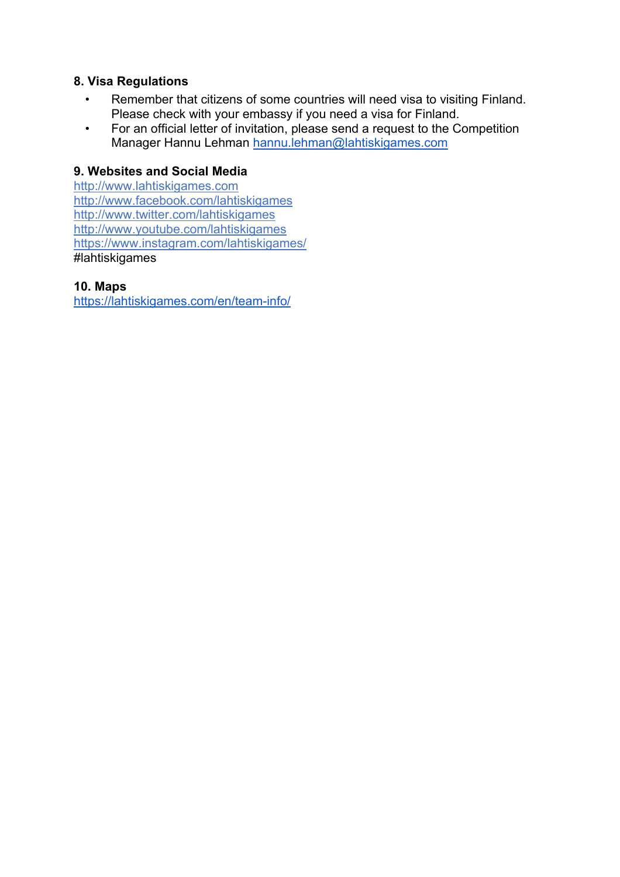## 8. Visa Regulations

- Remember that citizens of some countries will need visa to visiting Finland. Please check with your embassy if you need a visa for Finland.
- For an official letter of invitation, please send a request to the Competition Manager Hannu Lehman hannu.lehman@lahtiskigames.com

## 9. Websites and Social Media

http://www.lahtiskigames.com
http://www.facebook.com/lahtiskigames
http://www.twitter.com/lahtiskigames
http://www.youtube.com/lahtiskigames
https://www.instagram.com/lahtiskigames/
#lahtiskigames

## 10. Maps

https://lahtiskigames.com/en/team-info/